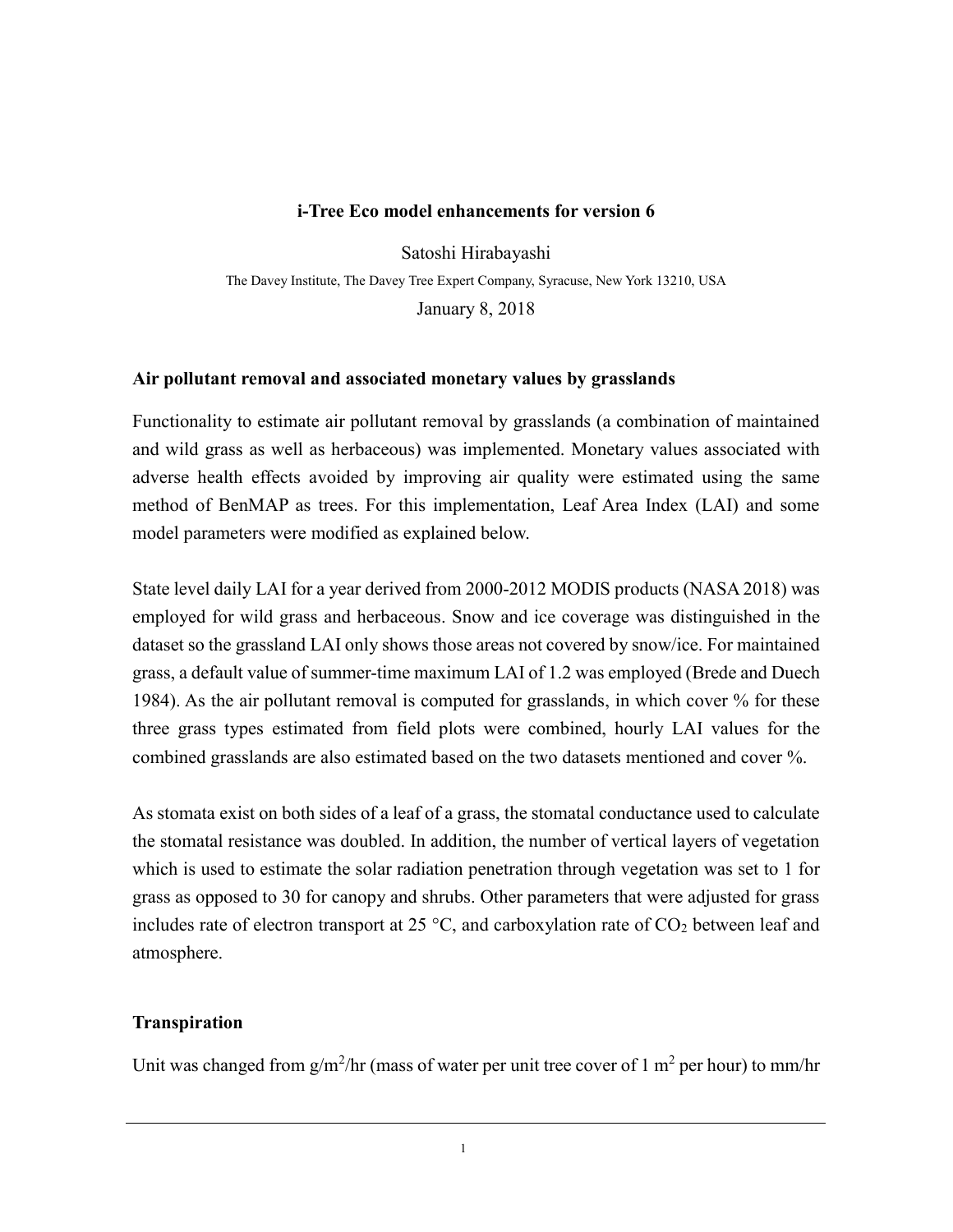# i-Tree Eco model enhancements for version 6

Satoshi Hirabayashi

The Davey Institute, The Davey Tree Expert Company, Syracuse, New York 13210, USA

January 8, 2018

## Air pollutant removal and associated monetary values by grasslands

Functionality to estimate air pollutant removal by grasslands (a combination of maintained and wild grass as well as herbaceous) was implemented. Monetary values associated with adverse health effects avoided by improving air quality were estimated using the same method of BenMAP as trees. For this implementation, Leaf Area Index (LAI) and some model parameters were modified as explained below.

State level daily LAI for a year derived from 2000-2012 MODIS products (NASA 2018) was employed for wild grass and herbaceous. Snow and ice coverage was distinguished in the dataset so the grassland LAI only shows those areas not covered by snow/ice. For maintained grass, a default value of summer-time maximum LAI of 1.2 was employed (Brede and Duech 1984). As the air pollutant removal is computed for grasslands, in which cover % for these three grass types estimated from field plots were combined, hourly LAI values for the combined grasslands are also estimated based on the two datasets mentioned and cover %.

As stomata exist on both sides of a leaf of a grass, the stomatal conductance used to calculate the stomatal resistance was doubled. In addition, the number of vertical layers of vegetation which is used to estimate the solar radiation penetration through vegetation was set to 1 for grass as opposed to 30 for canopy and shrubs. Other parameters that were adjusted for grass includes rate of electron transport at 25 °C, and carboxylation rate of $CO_2$ between leaf and atmosphere.

## Transpiration

Unit was changed from g/m$^2$/hr (mass of water per unit tree cover of 1 m$^2$ per hour) to mm/hr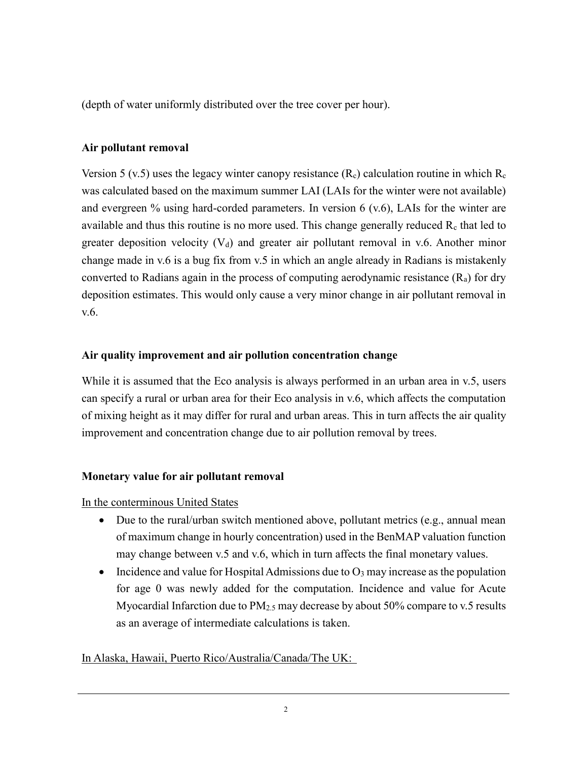(depth of water uniformly distributed over the tree cover per hour).

**Air pollutant removal**

Version 5 (v.5) uses the legacy winter canopy resistance ($R_c$) calculation routine in which $R_c$ was calculated based on the maximum summer LAI (LAIs for the winter were not available) and evergreen % using hard-corded parameters. In version 6 (v.6), LAIs for the winter are available and thus this routine is no more used. This change generally reduced $R_c$ that led to greater deposition velocity ($V_d$) and greater air pollutant removal in v.6. Another minor change made in v.6 is a bug fix from v.5 in which an angle already in Radians is mistakenly converted to Radians again in the process of computing aerodynamic resistance ($R_a$) for dry deposition estimates. This would only cause a very minor change in air pollutant removal in v.6.

**Air quality improvement and air pollution concentration change**

While it is assumed that the Eco analysis is always performed in an urban area in v.5, users can specify a rural or urban area for their Eco analysis in v.6, which affects the computation of mixing height as it may differ for rural and urban areas. This in turn affects the air quality improvement and concentration change due to air pollution removal by trees.

**Monetary value for air pollutant removal**

In the conterminous United States

- Due to the rural/urban switch mentioned above, pollutant metrics (e.g., annual mean of maximum change in hourly concentration) used in the BenMAP valuation function may change between v.5 and v.6, which in turn affects the final monetary values.
- Incidence and value for Hospital Admissions due to $O_3$ may increase as the population for age 0 was newly added for the computation. Incidence and value for Acute Myocardial Infarction due to $PM_{2.5}$ may decrease by about 50% compare to v.5 results as an average of intermediate calculations is taken.

In Alaska, Hawaii, Puerto Rico/Australia/Canada/The UK: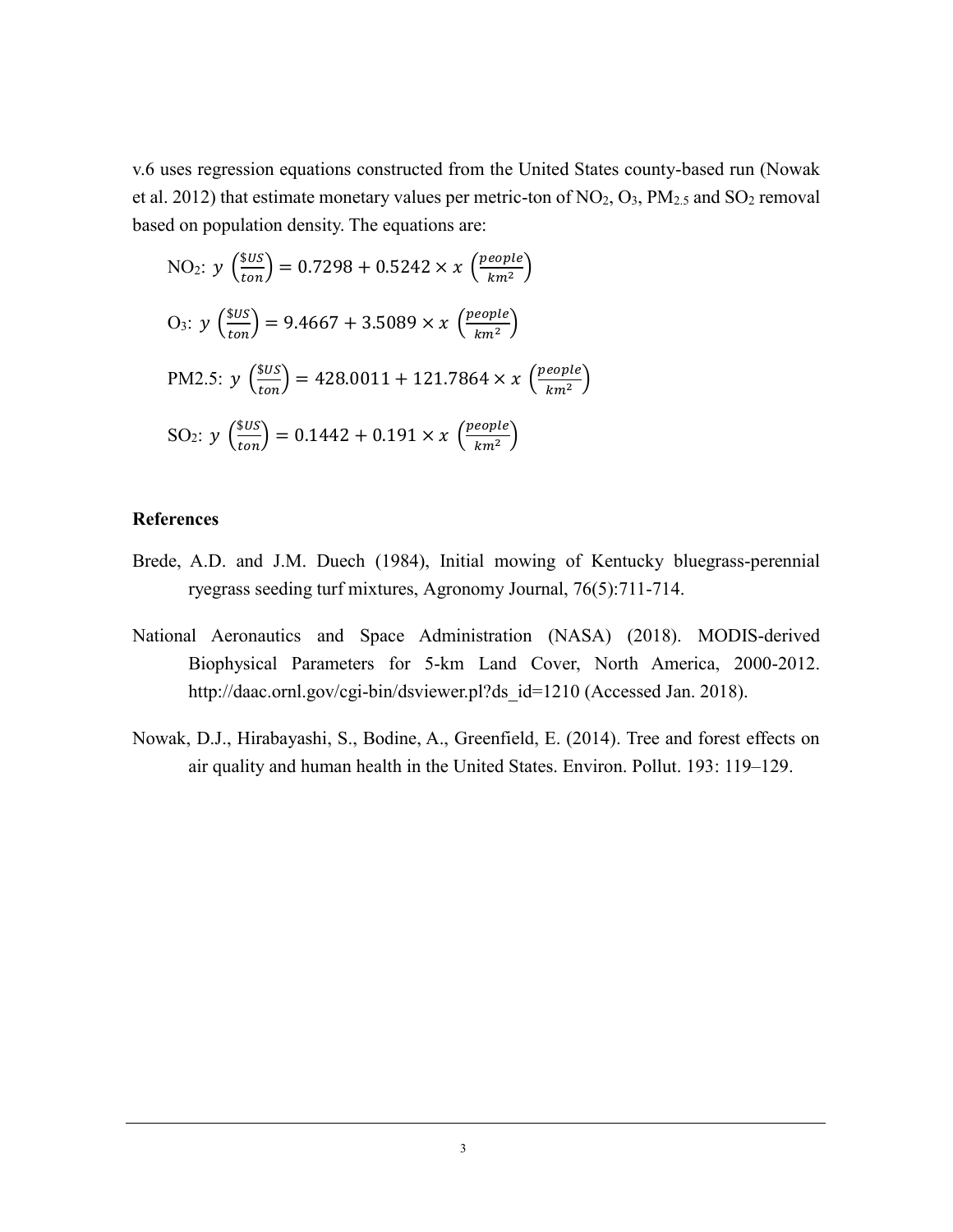v.6 uses regression equations constructed from the United States county-based run (Nowak et al. 2012) that estimate monetary values per metric-ton of $NO_2$, $O_3$, $PM_{2.5}$ and $SO_2$ removal based on population density. The equations are:

$$NO_2:\ y\left(\frac{\$US}{ton}\right) = 0.7298 + 0.5242 \times x\left(\frac{people}{km^2}\right)$$

$$O_3:\ y\left(\frac{\$US}{ton}\right) = 9.4667 + 3.5089 \times x\left(\frac{people}{km^2}\right)$$

$$PM2.5:\ y\left(\frac{\$US}{ton}\right) = 428.0011 + 121.7864 \times x\left(\frac{people}{km^2}\right)$$

$$SO_2:\ y\left(\frac{\$US}{ton}\right) = 0.1442 + 0.191 \times x\left(\frac{people}{km^2}\right)$$

## References

Brede, A.D. and J.M. Duech (1984), Initial mowing of Kentucky bluegrass-perennial ryegrass seeding turf mixtures, Agronomy Journal, 76(5):711-714.

National Aeronautics and Space Administration (NASA) (2018). MODIS-derived Biophysical Parameters for 5-km Land Cover, North America, 2000-2012. http://daac.ornl.gov/cgi-bin/dsviewer.pl?ds_id=1210 (Accessed Jan. 2018).

Nowak, D.J., Hirabayashi, S., Bodine, A., Greenfield, E. (2014). Tree and forest effects on air quality and human health in the United States. Environ. Pollut. 193: 119–129.